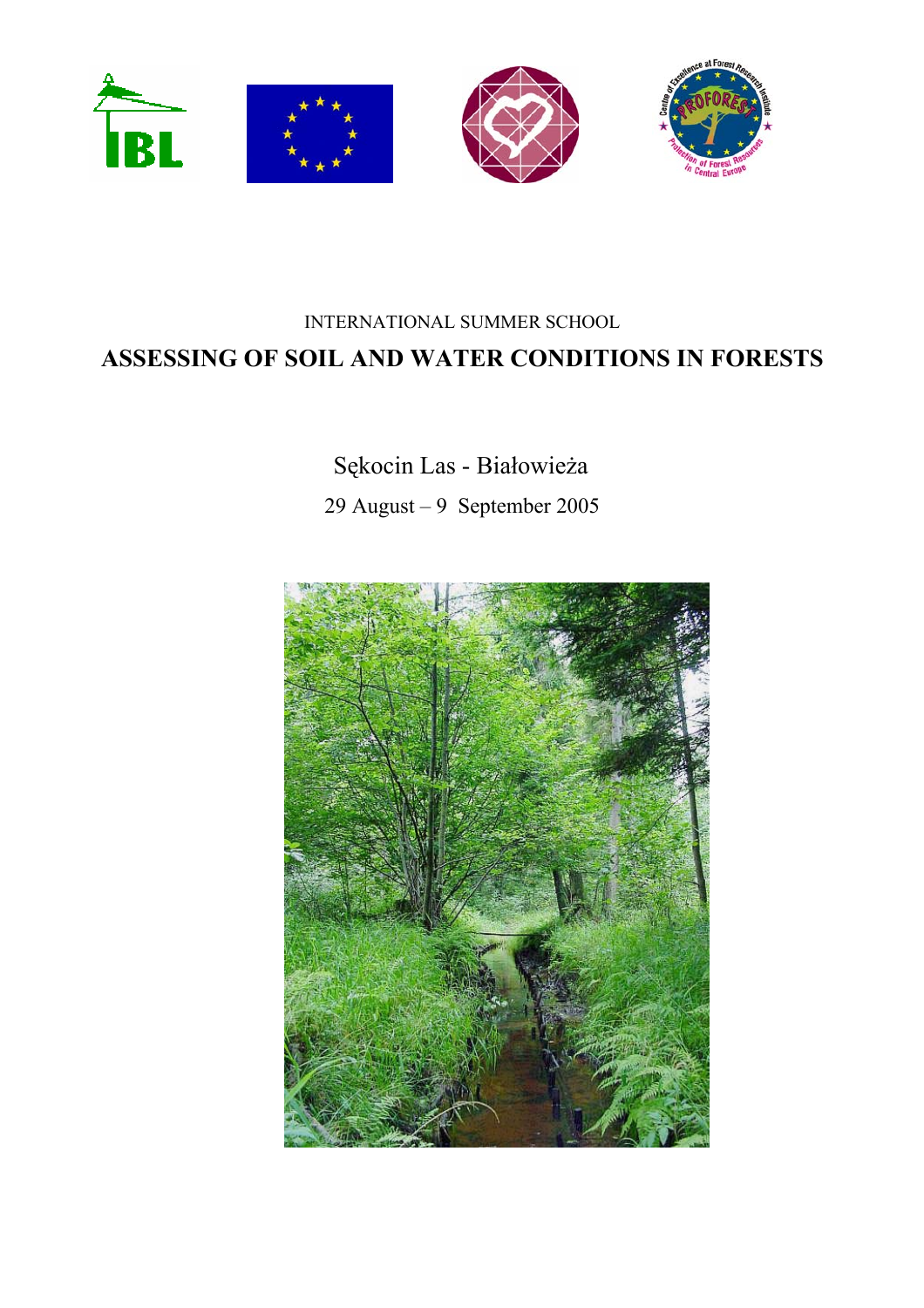INTERNATIONAL SUMMER SCHOOL

# ASSESSING OF SOIL AND WATER CONDITIONS IN FORESTS

Sękocin Las - Białowieża

29 August – 9 September 2005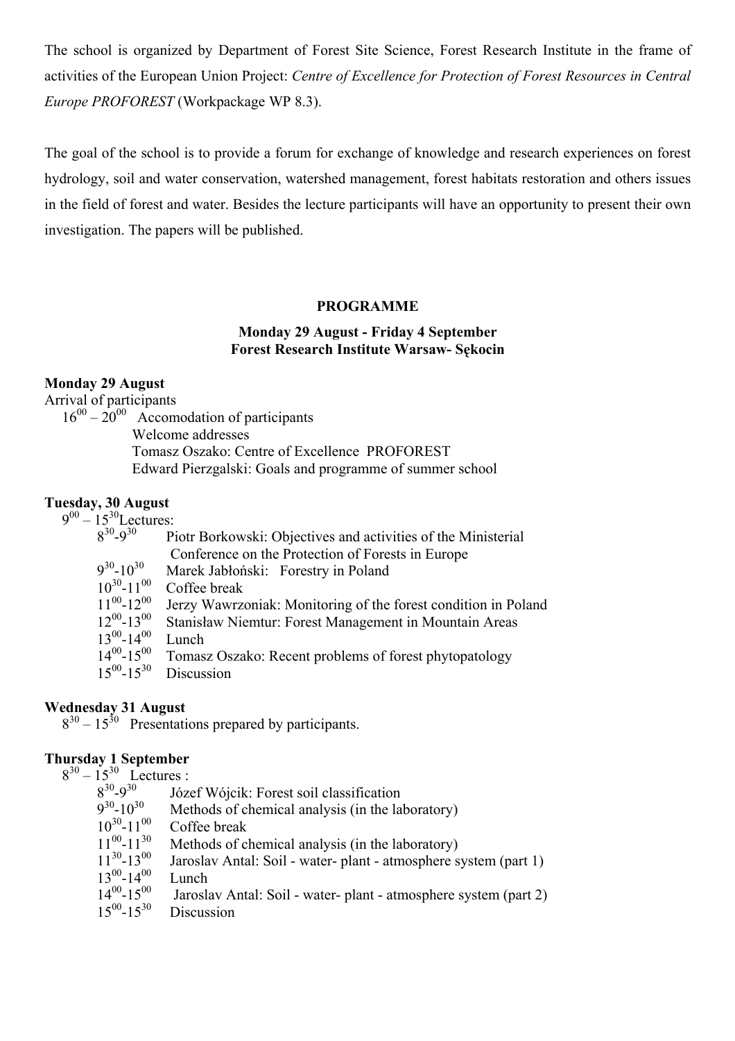The school is organized by Department of Forest Site Science, Forest Research Institute in the frame of activities of the European Union Project: *Centre of Excellence for Protection of Forest Resources in Central Europe PROFOREST* (Workpackage WP 8.3).

The goal of the school is to provide a forum for exchange of knowledge and research experiences on forest hydrology, soil and water conservation, watershed management, forest habitats restoration and others issues in the field of forest and water. Besides the lecture participants will have an opportunity to present their own investigation. The papers will be published.

**PROGRAMME**

**Monday 29 August - Friday 4 September**
**Forest Research Institute Warsaw- Sękocin**

**Monday 29 August**
Arrival of participants
$16^{00} – 20^{00}$ Accomodation of participants
Welcome addresses
Tomasz Oszako: Centre of Excellence PROFOREST
Edward Pierzgalski: Goals and programme of summer school

**Tuesday, 30 August**
$9^{00} – 15^{30}$ Lectures:

- $8^{30}$-$9^{30}$ Piotr Borkowski: Objectives and activities of the Ministerial Conference on the Protection of Forests in Europe
- $9^{30}$-$10^{30}$ Marek Jabłoński: Forestry in Poland
- $10^{30}$-$11^{00}$ Coffee break
- $11^{00}$-$12^{00}$ Jerzy Wawrzoniak: Monitoring of the forest condition in Poland
- $12^{00}$-$13^{00}$ Stanisław Niemtur: Forest Management in Mountain Areas
- $13^{00}$-$14^{00}$ Lunch
- $14^{00}$-$15^{00}$ Tomasz Oszako: Recent problems of forest phytopatology
- $15^{00}$-$15^{30}$ Discussion

**Wednesday 31 August**
$8^{30} – 15^{30}$ Presentations prepared by participants.

**Thursday 1 September**
$8^{30} – 15^{30}$ Lectures :

- $8^{30}$-$9^{30}$ Józef Wójcik: Forest soil classification
- $9^{30}$-$10^{30}$ Methods of chemical analysis (in the laboratory)
- $10^{30}$-$11^{00}$ Coffee break
- $11^{00}$-$11^{30}$ Methods of chemical analysis (in the laboratory)
- $11^{30}$-$13^{00}$ Jaroslav Antal: Soil - water- plant - atmosphere system (part 1)
- $13^{00}$-$14^{00}$ Lunch
- $14^{00}$-$15^{00}$ Jaroslav Antal: Soil - water- plant - atmosphere system (part 2)
- $15^{00}$-$15^{30}$ Discussion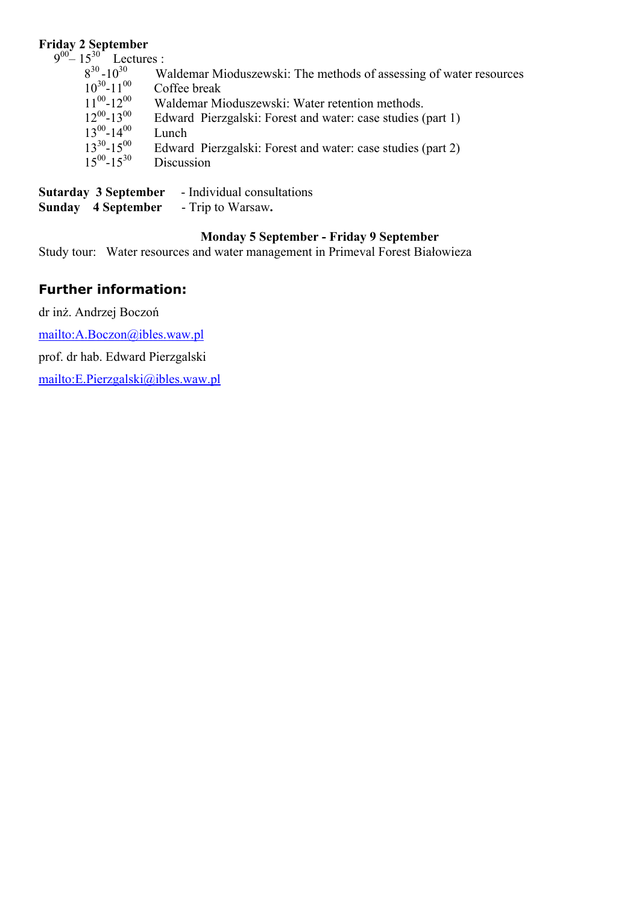**Friday 2 September**

$9^{00}$ – $15^{30}$ Lectures :

| | |
|---|---|
| $8^{30}$-$10^{30}$ | Waldemar Mioduszewski: The methods of assessing of water resources |
| $10^{30}$-$11^{00}$ | Coffee break |
| $11^{00}$-$12^{00}$ | Waldemar Mioduszewski: Water retention methods. |
| $12^{00}$-$13^{00}$ | Edward Pierzgalski: Forest and water: case studies (part 1) |
| $13^{00}$-$14^{00}$ | Lunch |
| $13^{30}$-$15^{00}$ | Edward Pierzgalski: Forest and water: case studies (part 2) |
| $15^{00}$-$15^{30}$ | Discussion |

**Sutarday 3 September** - Individual consultations

**Sunday 4 September** - Trip to Warsaw**.**

**Monday 5 September - Friday 9 September**

Study tour: Water resources and water management in Primeval Forest Białowieza

## Further information:

dr inż. Andrzej Boczoń

mailto:A.Boczon@ibles.waw.pl

prof. dr hab. Edward Pierzgalski

mailto:E.Pierzgalski@ibles.waw.pl